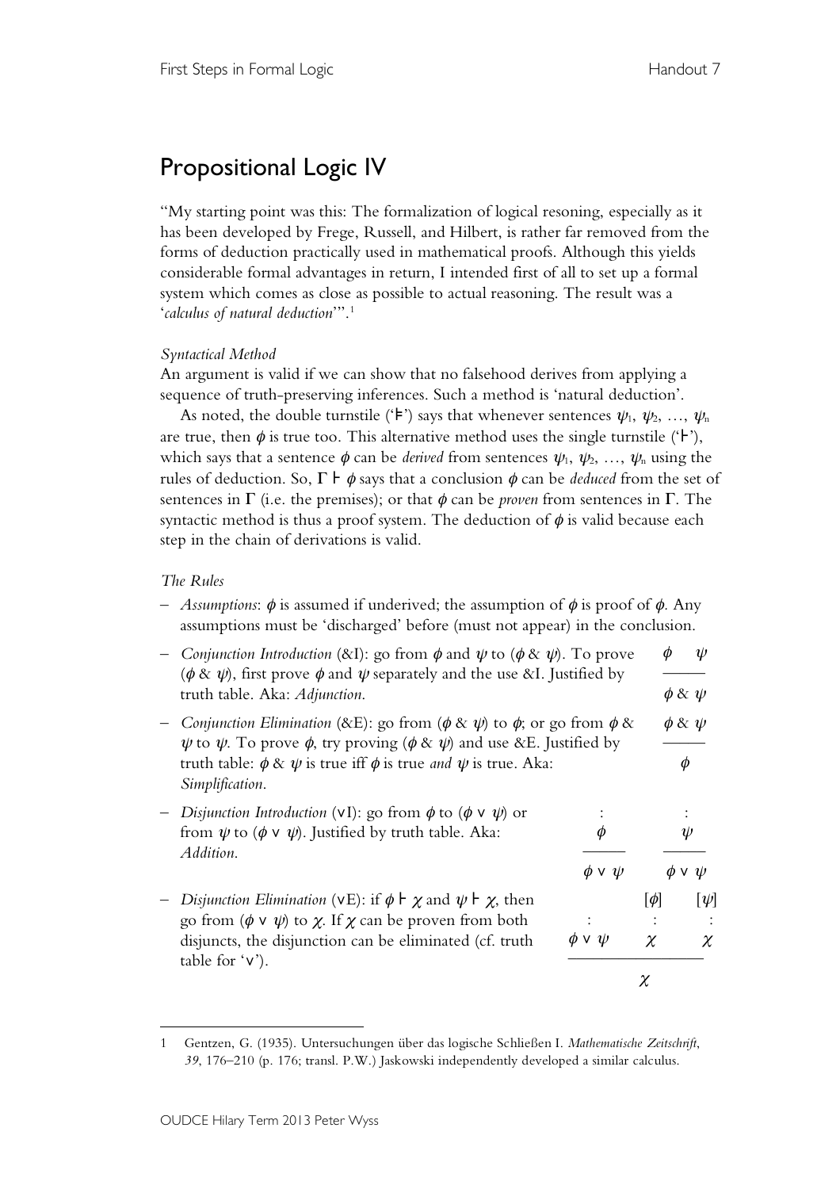# Propositional Logic IV

"My starting point was this: The formalization of logical resoning, especially as it has been developed by Frege, Russell, and Hilbert, is rather far removed from the forms of deduction practically used in mathematical proofs. Although this yields considerable formal advantages in return, I intended first of all to set up a formal system which comes as close as possible to actual reasoning. The result was a '*calculus of natural deduction*'".[1]

*Syntactical Method*

An argument is valid if we can show that no falsehood derives from applying a sequence of truth-preserving inferences. Such a method is 'natural deduction'.

As noted, the double turnstile ('$\vDash$') says that whenever sentences $\psi_1, \psi_2, \ldots, \psi_n$ are true, then $\phi$ is true too. This alternative method uses the single turnstile ('$\vdash$'), which says that a sentence $\phi$ can be *derived* from sentences $\psi_1, \psi_2, \ldots, \psi_n$ using the rules of deduction. So, $\Gamma \vdash \phi$ says that a conclusion $\phi$ can be *deduced* from the set of sentences in $\Gamma$ (i.e. the premises); or that $\phi$ can be *proven* from sentences in $\Gamma$. The syntactic method is thus a proof system. The deduction of $\phi$ is valid because each step in the chain of derivations is valid.

*The Rules*

- *Assumptions*: $\phi$ is assumed if underived; the assumption of $\phi$ is proof of $\phi$. Any assumptions must be 'discharged' before (must not appear) in the conclusion.
- *Conjunction Introduction* (&I): go from $\phi$ and $\psi$ to ($\phi$ & $\psi$). To prove ($\phi$ & $\psi$), first prove $\phi$ and $\psi$ separately and the use &I. Justified by truth table. Aka: *Adjunction*.

$$\frac{\phi \qquad \psi}{\phi \,\&\, \psi}$$

- *Conjunction Elimination* (&E): go from ($\phi$ & $\psi$) to $\phi$; or go from $\phi$ & $\psi$ to $\psi$. To prove $\phi$, try proving ($\phi$ & $\psi$) and use &E. Justified by truth table: $\phi$ & $\psi$ is true iff $\phi$ is true *and* $\psi$ is true. Aka: *Simplification*.

$$\frac{\phi \,\&\, \psi}{\phi}$$

- *Disjunction Introduction* (∨I): go from $\phi$ to ($\phi \vee \psi$) or from $\psi$ to ($\phi \vee \psi$). Justified by truth table. Aka: *Addition*.

$$\frac{\begin{array}{c}\vdots \\ \phi\end{array}}{\phi \vee \psi} \qquad \frac{\begin{array}{c}\vdots \\ \psi\end{array}}{\phi \vee \psi}$$

- *Disjunction Elimination* (∨E): if $\phi \vdash \chi$ and $\psi \vdash \chi$, then go from ($\phi \vee \psi$) to $\chi$. If $\chi$ can be proven from both disjuncts, the disjunction can be eliminated (cf. truth table for '∨').

$$\frac{\begin{array}{c}\vdots \\ \phi \vee \psi\end{array} \quad \begin{array}{c}[\phi] \\ \vdots \\ \chi\end{array} \quad \begin{array}{c}[\psi] \\ \vdots \\ \chi\end{array}}{\chi}$$

---

[1] Gentzen, G. (1935). Untersuchungen über das logische Schließen I. *Mathematische Zeitschrift*, *39*, 176–210 (p. 176; transl. P.W.) Jaskowski independently developed a similar calculus.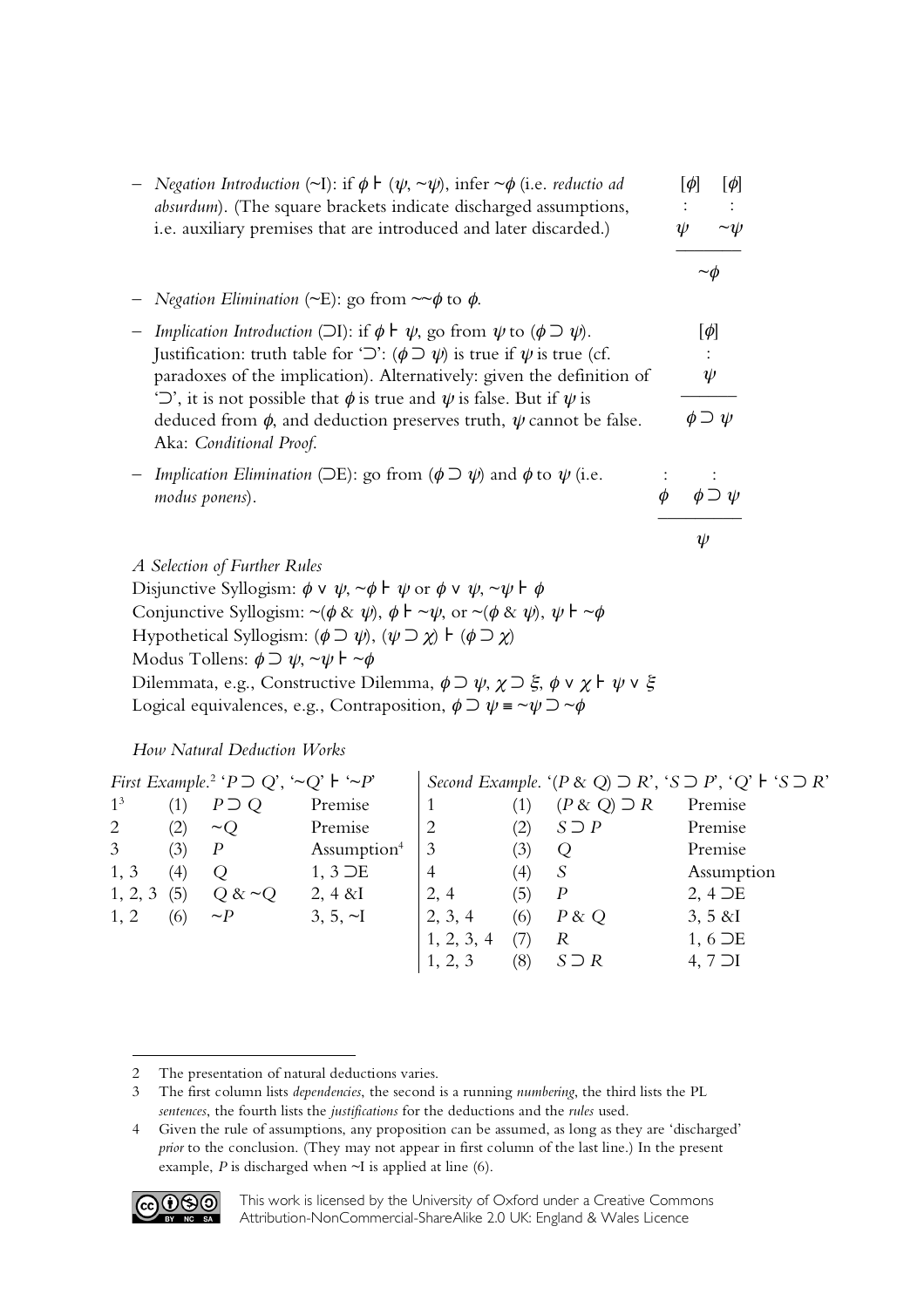- *Negation Introduction* (~I): if $\phi \vdash (\psi, {\sim}\psi)$, infer ${\sim}\phi$ (i.e. *reductio ad absurdum*). (The square brackets indicate discharged assumptions, i.e. auxiliary premises that are introduced and later discarded.)

$$\dfrac{\begin{matrix}[\phi] & [\phi] \\ \vdots & \vdots \\ \psi & {\sim}\psi\end{matrix}}{{\sim}\phi}$$

- *Negation Elimination* (~E): go from ${\sim}{\sim}\phi$ to $\phi$.
- *Implication Introduction* (⊃I): if $\phi \vdash \psi$, go from $\psi$ to $(\phi \supset \psi)$. Justification: truth table for '⊃': $(\phi \supset \psi)$ is true if $\psi$ is true (cf. paradoxes of the implication). Alternatively: given the definition of '⊃', it is not possible that $\phi$ is true and $\psi$ is false. But if $\psi$ is deduced from $\phi$, and deduction preserves truth, $\psi$ cannot be false. Aka: *Conditional Proof*.

$$\dfrac{\begin{matrix}[\phi] \\ \vdots \\ \psi\end{matrix}}{\phi \supset \psi}$$

- *Implication Elimination* (⊃E): go from $(\phi \supset \psi)$ and $\phi$ to $\psi$ (i.e. *modus ponens*).

$$\dfrac{\begin{matrix}\vdots & \vdots \\ \phi & \phi \supset \psi\end{matrix}}{\psi}$$

*A Selection of Further Rules*

Disjunctive Syllogism: $\phi \vee \psi, {\sim}\phi \vdash \psi$ or $\phi \vee \psi, {\sim}\psi \vdash \phi$

Conjunctive Syllogism: ${\sim}(\phi \,\&\, \psi), \phi \vdash {\sim}\psi$, or ${\sim}(\phi \,\&\, \psi), \psi \vdash {\sim}\phi$

Hypothetical Syllogism: $(\phi \supset \psi), (\psi \supset \chi) \vdash (\phi \supset \chi)$

Modus Tollens: $\phi \supset \psi, {\sim}\psi \vdash {\sim}\phi$

Dilemmata, e.g., Constructive Dilemma, $\phi \supset \psi, \chi \supset \xi, \phi \vee \chi \vdash \psi \vee \xi$

Logical equivalences, e.g., Contraposition, $\phi \supset \psi \equiv {\sim}\psi \supset {\sim}\phi$

*How Natural Deduction Works*

*First Example.*[2] '$P \supset Q$', '${\sim}Q$' ⊢ '${\sim}P$'

| | | | |
|---|---|---|---|
| 1[3] | (1) | $P \supset Q$ | Premise |
| 2 | (2) | ${\sim}Q$ | Premise |
| 3 | (3) | $P$ | Assumption[4] |
| 1, 3 | (4) | $Q$ | 1, 3 ⊃E |
| 1, 2, 3 | (5) | $Q \,\&\, {\sim}Q$ | 2, 4 &I |
| 1, 2 | (6) | ${\sim}P$ | 3, 5, ~I |

*Second Example.* '$(P \,\&\, Q) \supset R$', '$S \supset P$', '$Q$' ⊢ '$S \supset R$'

| | | | |
|---|---|---|---|
| 1 | (1) | $(P \,\&\, Q) \supset R$ | Premise |
| 2 | (2) | $S \supset P$ | Premise |
| 3 | (3) | $Q$ | Premise |
| 4 | (4) | $S$ | Assumption |
| 2, 4 | (5) | $P$ | 2, 4 ⊃E |
| 2, 3, 4 | (6) | $P \,\&\, Q$ | 3, 5 &I |
| 1, 2, 3, 4 | (7) | $R$ | 1, 6 ⊃E |
| 1, 2, 3 | (8) | $S \supset R$ | 4, 7 ⊃I |

2 The presentation of natural deductions varies.

3 The first column lists *dependencies*, the second is a running *numbering*, the third lists the PL *sentences*, the fourth lists the *justifications* for the deductions and the *rules* used.

4 Given the rule of assumptions, any proposition can be assumed, as long as they are 'discharged' *prior* to the conclusion. (They may not appear in first column of the last line.) In the present example, $P$ is discharged when ~I is applied at line (6).

This work is licensed by the University of Oxford under a Creative Commons Attribution-NonCommercial-ShareAlike 2.0 UK: England & Wales Licence